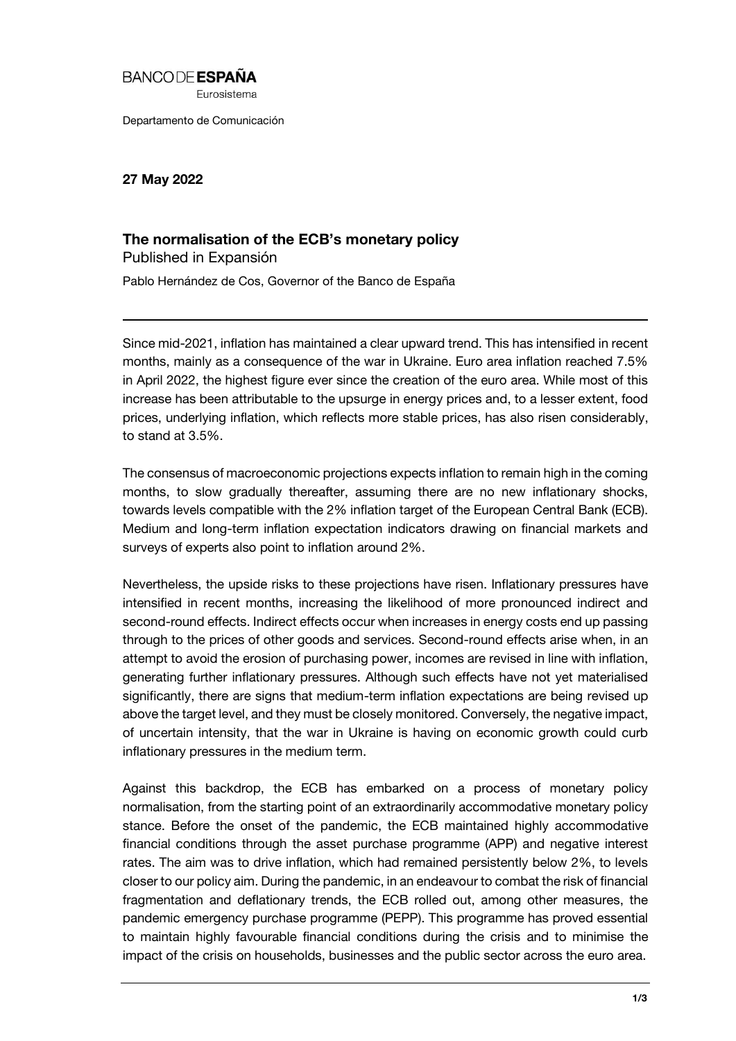BANCO DE **ESPAÑA**
Eurosistema

Departamento de Comunicación

**27 May 2022**

## The normalisation of the ECB's monetary policy

Published in Expansión

Pablo Hernández de Cos, Governor of the Banco de España

---

Since mid-2021, inflation has maintained a clear upward trend. This has intensified in recent months, mainly as a consequence of the war in Ukraine. Euro area inflation reached 7.5% in April 2022, the highest figure ever since the creation of the euro area. While most of this increase has been attributable to the upsurge in energy prices and, to a lesser extent, food prices, underlying inflation, which reflects more stable prices, has also risen considerably, to stand at 3.5%.

The consensus of macroeconomic projections expects inflation to remain high in the coming months, to slow gradually thereafter, assuming there are no new inflationary shocks, towards levels compatible with the 2% inflation target of the European Central Bank (ECB). Medium and long-term inflation expectation indicators drawing on financial markets and surveys of experts also point to inflation around 2%.

Nevertheless, the upside risks to these projections have risen. Inflationary pressures have intensified in recent months, increasing the likelihood of more pronounced indirect and second-round effects. Indirect effects occur when increases in energy costs end up passing through to the prices of other goods and services. Second-round effects arise when, in an attempt to avoid the erosion of purchasing power, incomes are revised in line with inflation, generating further inflationary pressures. Although such effects have not yet materialised significantly, there are signs that medium-term inflation expectations are being revised up above the target level, and they must be closely monitored. Conversely, the negative impact, of uncertain intensity, that the war in Ukraine is having on economic growth could curb inflationary pressures in the medium term.

Against this backdrop, the ECB has embarked on a process of monetary policy normalisation, from the starting point of an extraordinarily accommodative monetary policy stance. Before the onset of the pandemic, the ECB maintained highly accommodative financial conditions through the asset purchase programme (APP) and negative interest rates. The aim was to drive inflation, which had remained persistently below 2%, to levels closer to our policy aim. During the pandemic, in an endeavour to combat the risk of financial fragmentation and deflationary trends, the ECB rolled out, among other measures, the pandemic emergency purchase programme (PEPP). This programme has proved essential to maintain highly favourable financial conditions during the crisis and to minimise the impact of the crisis on households, businesses and the public sector across the euro area.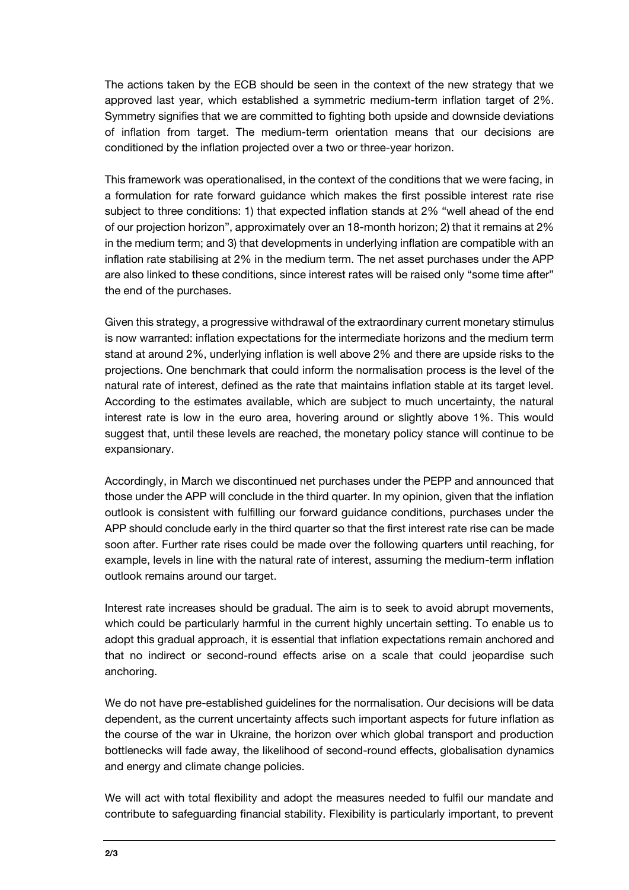The actions taken by the ECB should be seen in the context of the new strategy that we approved last year, which established a symmetric medium-term inflation target of 2%. Symmetry signifies that we are committed to fighting both upside and downside deviations of inflation from target. The medium-term orientation means that our decisions are conditioned by the inflation projected over a two or three-year horizon.

This framework was operationalised, in the context of the conditions that we were facing, in a formulation for rate forward guidance which makes the first possible interest rate rise subject to three conditions: 1) that expected inflation stands at 2% "well ahead of the end of our projection horizon", approximately over an 18-month horizon; 2) that it remains at 2% in the medium term; and 3) that developments in underlying inflation are compatible with an inflation rate stabilising at 2% in the medium term. The net asset purchases under the APP are also linked to these conditions, since interest rates will be raised only "some time after" the end of the purchases.

Given this strategy, a progressive withdrawal of the extraordinary current monetary stimulus is now warranted: inflation expectations for the intermediate horizons and the medium term stand at around 2%, underlying inflation is well above 2% and there are upside risks to the projections. One benchmark that could inform the normalisation process is the level of the natural rate of interest, defined as the rate that maintains inflation stable at its target level. According to the estimates available, which are subject to much uncertainty, the natural interest rate is low in the euro area, hovering around or slightly above 1%. This would suggest that, until these levels are reached, the monetary policy stance will continue to be expansionary.

Accordingly, in March we discontinued net purchases under the PEPP and announced that those under the APP will conclude in the third quarter. In my opinion, given that the inflation outlook is consistent with fulfilling our forward guidance conditions, purchases under the APP should conclude early in the third quarter so that the first interest rate rise can be made soon after. Further rate rises could be made over the following quarters until reaching, for example, levels in line with the natural rate of interest, assuming the medium-term inflation outlook remains around our target.

Interest rate increases should be gradual. The aim is to seek to avoid abrupt movements, which could be particularly harmful in the current highly uncertain setting. To enable us to adopt this gradual approach, it is essential that inflation expectations remain anchored and that no indirect or second-round effects arise on a scale that could jeopardise such anchoring.

We do not have pre-established guidelines for the normalisation. Our decisions will be data dependent, as the current uncertainty affects such important aspects for future inflation as the course of the war in Ukraine, the horizon over which global transport and production bottlenecks will fade away, the likelihood of second-round effects, globalisation dynamics and energy and climate change policies.

We will act with total flexibility and adopt the measures needed to fulfil our mandate and contribute to safeguarding financial stability. Flexibility is particularly important, to prevent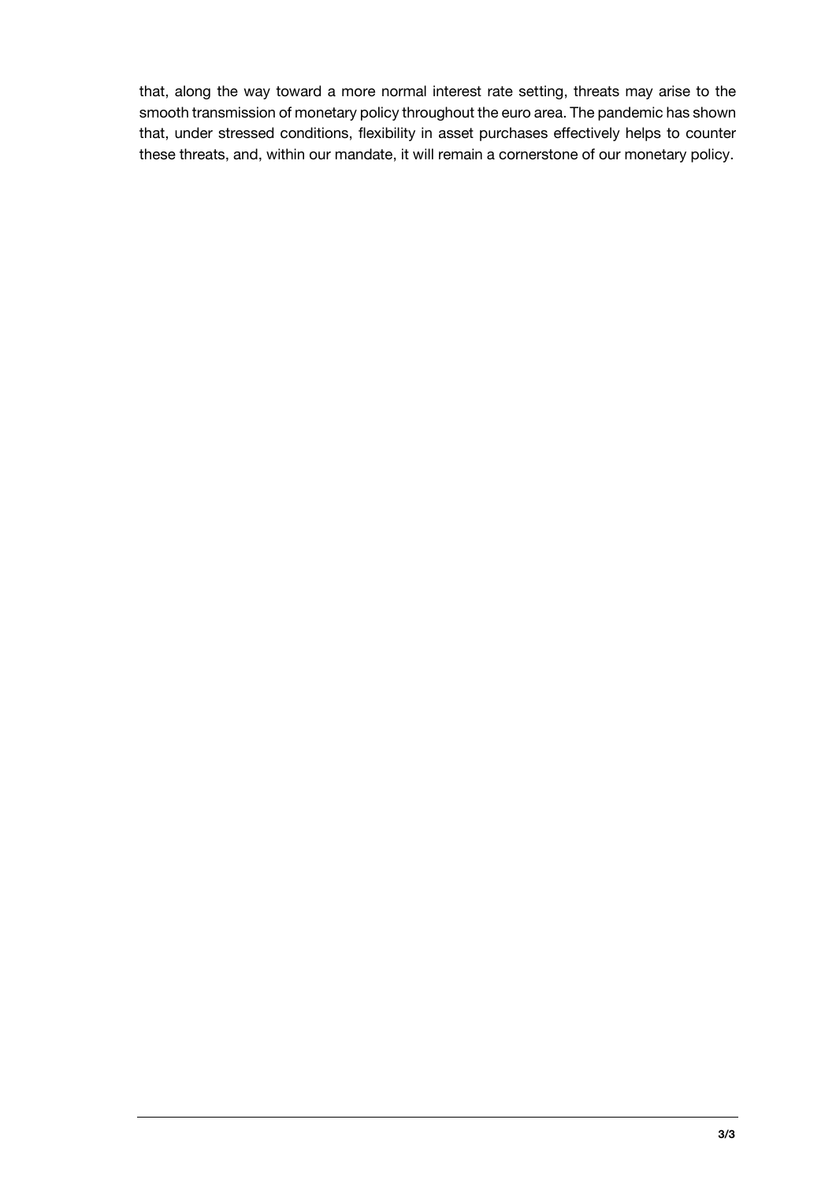that, along the way toward a more normal interest rate setting, threats may arise to the smooth transmission of monetary policy throughout the euro area. The pandemic has shown that, under stressed conditions, flexibility in asset purchases effectively helps to counter these threats, and, within our mandate, it will remain a cornerstone of our monetary policy.